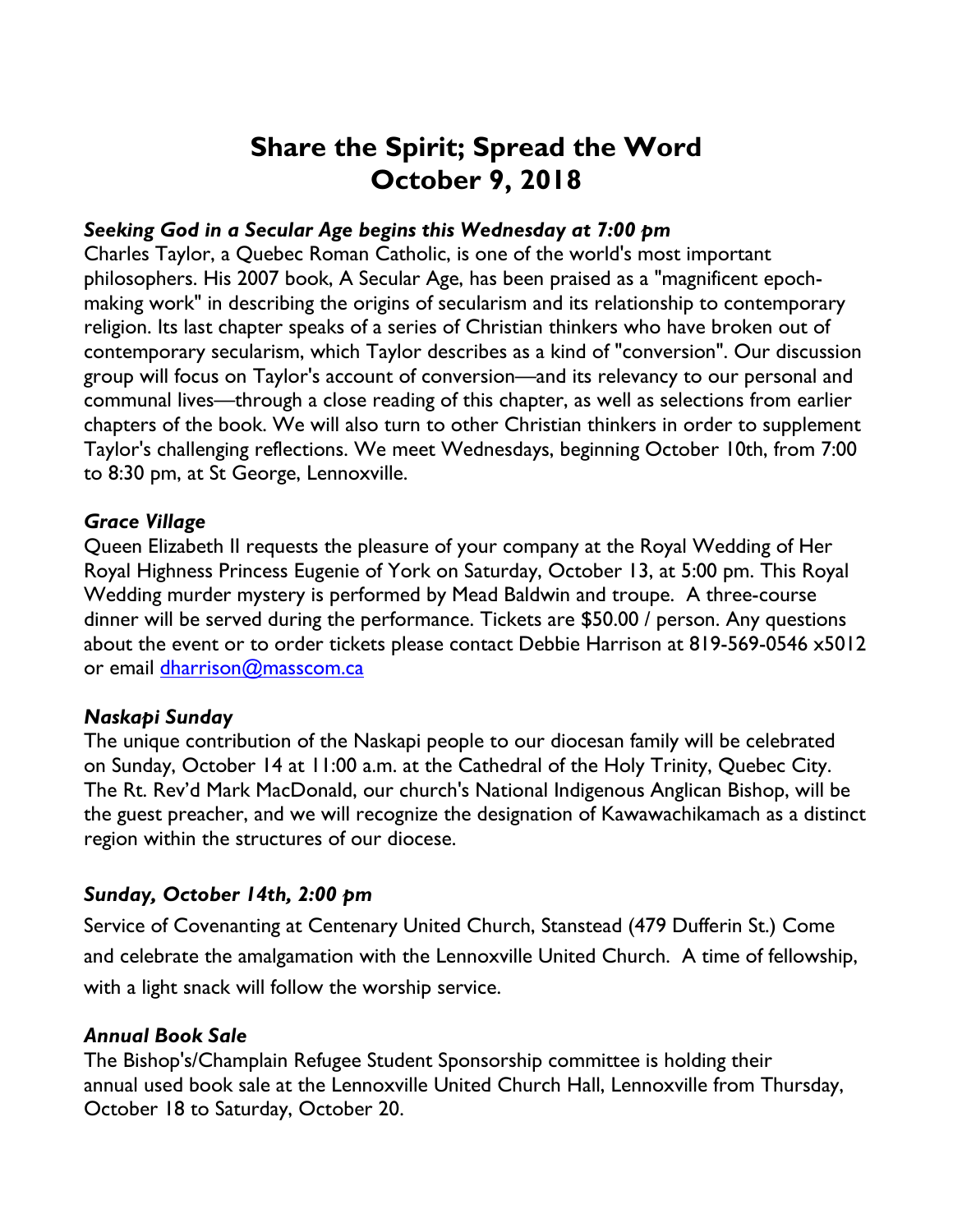# Share the Spirit; Spread the Word
# October 9, 2018

### *Seeking God in a Secular Age begins this Wednesday at 7:00 pm*

Charles Taylor, a Quebec Roman Catholic, is one of the world's most important philosophers. His 2007 book, A Secular Age, has been praised as a "magnificent epoch-making work" in describing the origins of secularism and its relationship to contemporary religion. Its last chapter speaks of a series of Christian thinkers who have broken out of contemporary secularism, which Taylor describes as a kind of "conversion". Our discussion group will focus on Taylor's account of conversion—and its relevancy to our personal and communal lives—through a close reading of this chapter, as well as selections from earlier chapters of the book. We will also turn to other Christian thinkers in order to supplement Taylor's challenging reflections. We meet Wednesdays, beginning October 10th, from 7:00 to 8:30 pm, at St George, Lennoxville.

### *Grace Village*

Queen Elizabeth II requests the pleasure of your company at the Royal Wedding of Her Royal Highness Princess Eugenie of York on Saturday, October 13, at 5:00 pm. This Royal Wedding murder mystery is performed by Mead Baldwin and troupe. A three-course dinner will be served during the performance. Tickets are $50.00 / person. Any questions about the event or to order tickets please contact Debbie Harrison at 819-569-0546 x5012 or email dharrison@masscom.ca

### *Naskapi Sunday*

The unique contribution of the Naskapi people to our diocesan family will be celebrated on Sunday, October 14 at 11:00 a.m. at the Cathedral of the Holy Trinity, Quebec City. The Rt. Rev'd Mark MacDonald, our church's National Indigenous Anglican Bishop, will be the guest preacher, and we will recognize the designation of Kawawachikamach as a distinct region within the structures of our diocese.

### *Sunday, October 14th, 2:00 pm*

Service of Covenanting at Centenary United Church, Stanstead (479 Dufferin St.) Come and celebrate the amalgamation with the Lennoxville United Church. A time of fellowship, with a light snack will follow the worship service.

### *Annual Book Sale*

The Bishop's/Champlain Refugee Student Sponsorship committee is holding their annual used book sale at the Lennoxville United Church Hall, Lennoxville from Thursday, October 18 to Saturday, October 20.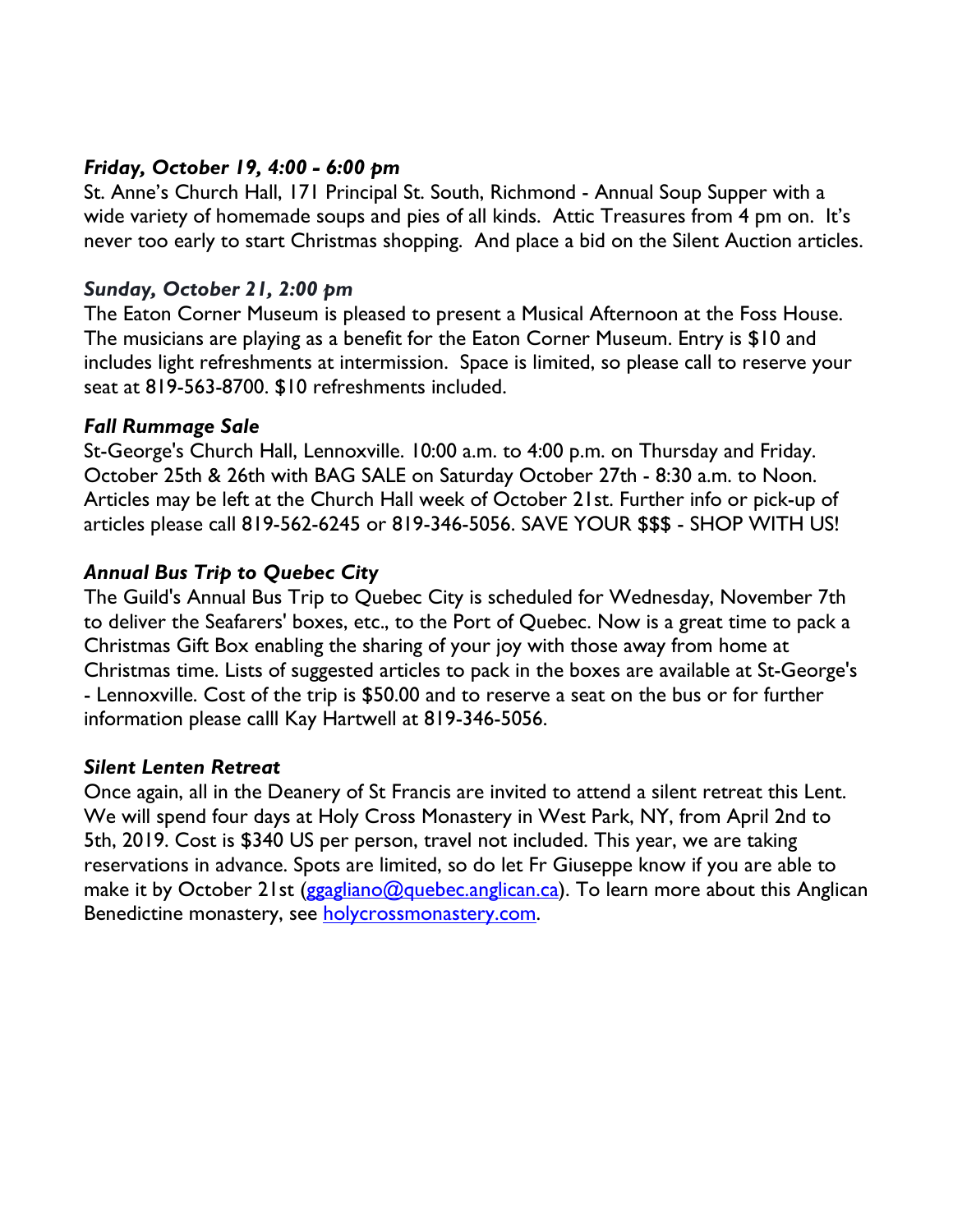***Friday, October 19, 4:00 - 6:00 pm***

St. Anne's Church Hall, 171 Principal St. South, Richmond - Annual Soup Supper with a wide variety of homemade soups and pies of all kinds. Attic Treasures from 4 pm on. It's never too early to start Christmas shopping. And place a bid on the Silent Auction articles.

***Sunday, October 21, 2:00 pm***

The Eaton Corner Museum is pleased to present a Musical Afternoon at the Foss House. The musicians are playing as a benefit for the Eaton Corner Museum. Entry is $10 and includes light refreshments at intermission. Space is limited, so please call to reserve your seat at 819-563-8700. $10 refreshments included.

***Fall Rummage Sale***

St-George's Church Hall, Lennoxville. 10:00 a.m. to 4:00 p.m. on Thursday and Friday. October 25th & 26th with BAG SALE on Saturday October 27th - 8:30 a.m. to Noon. Articles may be left at the Church Hall week of October 21st. Further info or pick-up of articles please call 819-562-6245 or 819-346-5056. SAVE YOUR $$$ - SHOP WITH US!

***Annual Bus Trip to Quebec City***

The Guild's Annual Bus Trip to Quebec City is scheduled for Wednesday, November 7th to deliver the Seafarers' boxes, etc., to the Port of Quebec. Now is a great time to pack a Christmas Gift Box enabling the sharing of your joy with those away from home at Christmas time. Lists of suggested articles to pack in the boxes are available at St-George's - Lennoxville. Cost of the trip is $50.00 and to reserve a seat on the bus or for further information please calll Kay Hartwell at 819-346-5056.

***Silent Lenten Retreat***

Once again, all in the Deanery of St Francis are invited to attend a silent retreat this Lent. We will spend four days at Holy Cross Monastery in West Park, NY, from April 2nd to 5th, 2019. Cost is $340 US per person, travel not included. This year, we are taking reservations in advance. Spots are limited, so do let Fr Giuseppe know if you are able to make it by October 21st (ggagliano@quebec.anglican.ca). To learn more about this Anglican Benedictine monastery, see holycrossmonastery.com.